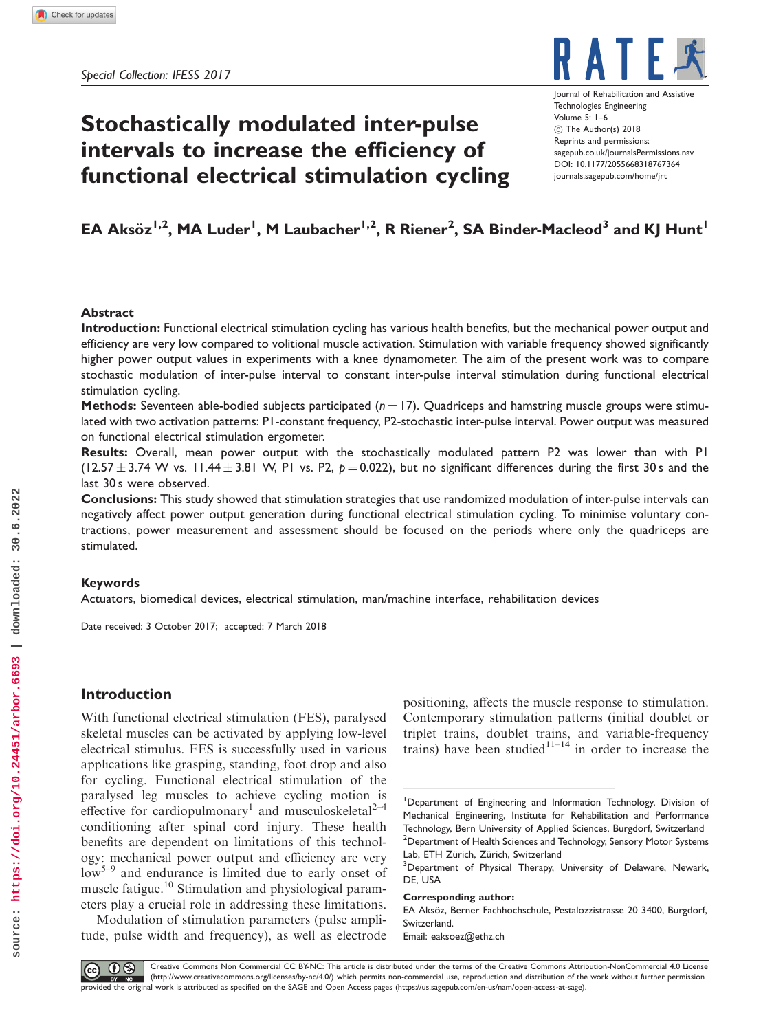Special Collection: IFESS 2017

# Stochastically modulated inter-pulse intervals to increase the efficiency of functional electrical stimulation cycling

**EA Aksöz[1,2], MA Luder[1], M Laubacher[1,2], R Riener[2], SA Binder-Macleod[3] and KJ Hunt[1]**

## Abstract

**Introduction:** Functional electrical stimulation cycling has various health benefits, but the mechanical power output and efficiency are very low compared to volitional muscle activation. Stimulation with variable frequency showed significantly higher power output values in experiments with a knee dynamometer. The aim of the present work was to compare stochastic modulation of inter-pulse interval to constant inter-pulse interval stimulation during functional electrical stimulation cycling.

**Methods:** Seventeen able-bodied subjects participated ($n = 17$). Quadriceps and hamstring muscle groups were stimulated with two activation patterns: P1-constant frequency, P2-stochastic inter-pulse interval. Power output was measured on functional electrical stimulation ergometer.

**Results:** Overall, mean power output with the stochastically modulated pattern P2 was lower than with P1 ($12.57 \pm 3.74$ W vs. $11.44 \pm 3.81$ W, P1 vs. P2, $p = 0.022$), but no significant differences during the first 30 s and the last 30 s were observed.

**Conclusions:** This study showed that stimulation strategies that use randomized modulation of inter-pulse intervals can negatively affect power output generation during functional electrical stimulation cycling. To minimise voluntary contractions, power measurement and assessment should be focused on the periods where only the quadriceps are stimulated.

### Keywords

Actuators, biomedical devices, electrical stimulation, man/machine interface, rehabilitation devices

Date received: 3 October 2017; accepted: 7 March 2018

## Introduction

With functional electrical stimulation (FES), paralysed skeletal muscles can be activated by applying low-level electrical stimulus. FES is successfully used in various applications like grasping, standing, foot drop and also for cycling. Functional electrical stimulation of the paralysed leg muscles to achieve cycling motion is effective for cardiopulmonary[1] and musculoskeletal[2–4] conditioning after spinal cord injury. These health benefits are dependent on limitations of this technology: mechanical power output and efficiency are very low[5–9] and endurance is limited due to early onset of muscle fatigue.[10] Stimulation and physiological parameters play a crucial role in addressing these limitations.

Modulation of stimulation parameters (pulse amplitude, pulse width and frequency), as well as electrode positioning, affects the muscle response to stimulation. Contemporary stimulation patterns (initial doublet or triplet trains, doublet trains, and variable-frequency trains) have been studied[11–14] in order to increase the

---

[1]Department of Engineering and Information Technology, Division of Mechanical Engineering, Institute for Rehabilitation and Performance Technology, Bern University of Applied Sciences, Burgdorf, Switzerland
[2]Department of Health Sciences and Technology, Sensory Motor Systems Lab, ETH Zürich, Zürich, Switzerland
[3]Department of Physical Therapy, University of Delaware, Newark, DE, USA

**Corresponding author:**
EA Aksöz, Berner Fachhochschule, Pestalozzistrasse 20 3400, Burgdorf, Switzerland.
Email: eaksoez@ethz.ch

Creative Commons Non Commercial CC BY-NC: This article is distributed under the terms of the Creative Commons Attribution-NonCommercial 4.0 License (http://www.creativecommons.org/licenses/by-nc/4.0/) which permits non-commercial use, reproduction and distribution of the work without further permission provided the original work is attributed as specified on the SAGE and Open Access pages (https://us.sagepub.com/en-us/nam/open-access-at-sage).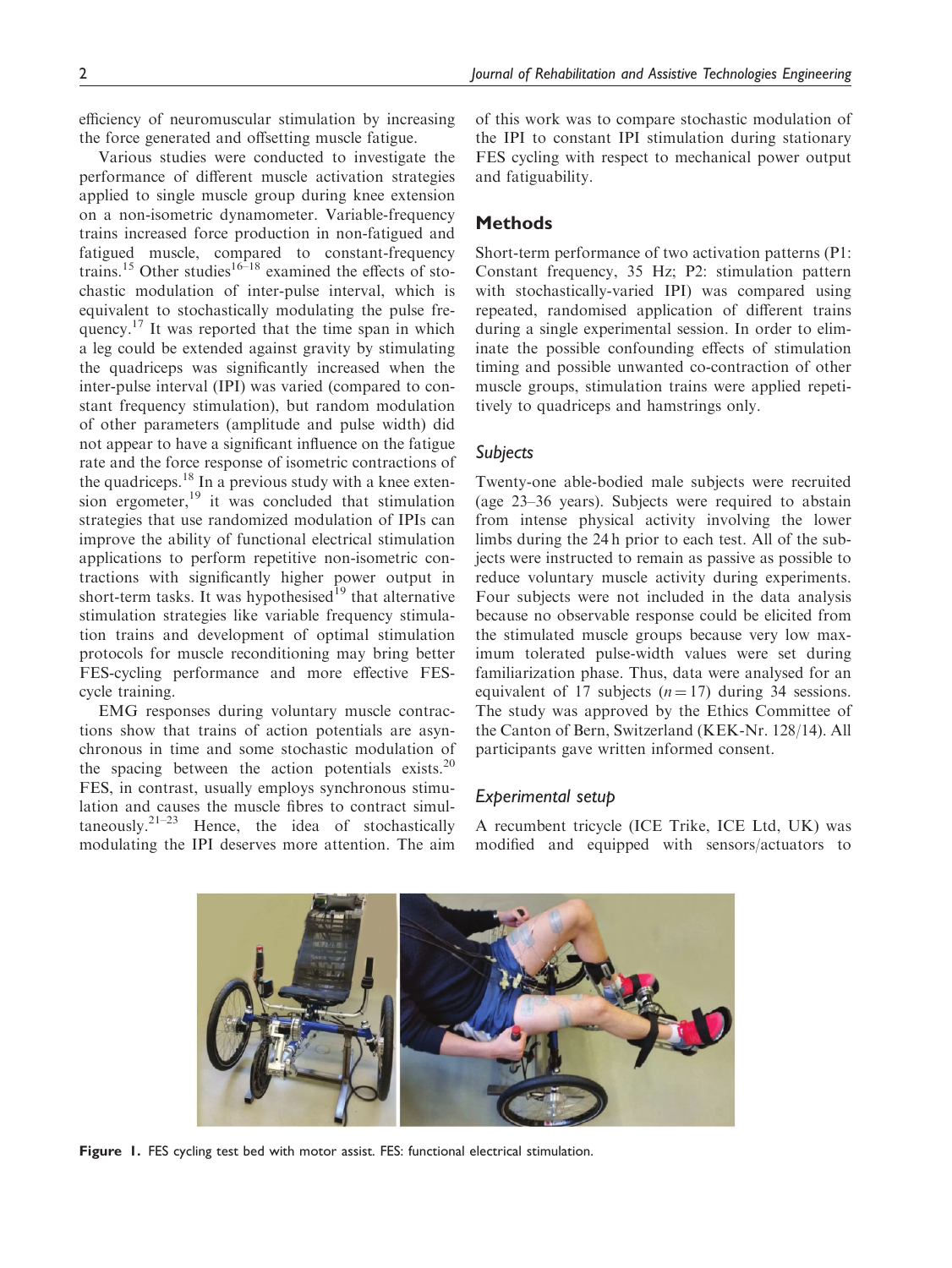efficiency of neuromuscular stimulation by increasing the force generated and offsetting muscle fatigue.

Various studies were conducted to investigate the performance of different muscle activation strategies applied to single muscle group during knee extension on a non-isometric dynamometer. Variable-frequency trains increased force production in non-fatigued and fatigued muscle, compared to constant-frequency trains.[15] Other studies[16–18] examined the effects of stochastic modulation of inter-pulse interval, which is equivalent to stochastically modulating the pulse frequency.[17] It was reported that the time span in which a leg could be extended against gravity by stimulating the quadriceps was significantly increased when the inter-pulse interval (IPI) was varied (compared to constant frequency stimulation), but random modulation of other parameters (amplitude and pulse width) did not appear to have a significant influence on the fatigue rate and the force response of isometric contractions of the quadriceps.[18] In a previous study with a knee extension ergometer,[19] it was concluded that stimulation strategies that use randomized modulation of IPIs can improve the ability of functional electrical stimulation applications to perform repetitive non-isometric contractions with significantly higher power output in short-term tasks. It was hypothesised[19] that alternative stimulation strategies like variable frequency stimulation trains and development of optimal stimulation protocols for muscle reconditioning may bring better FES-cycling performance and more effective FES-cycle training.

EMG responses during voluntary muscle contractions show that trains of action potentials are asynchronous in time and some stochastic modulation of the spacing between the action potentials exists.[20] FES, in contrast, usually employs synchronous stimulation and causes the muscle fibres to contract simultaneously.[21–23] Hence, the idea of stochastically modulating the IPI deserves more attention. The aim of this work was to compare stochastic modulation of the IPI to constant IPI stimulation during stationary FES cycling with respect to mechanical power output and fatiguability.

## Methods

Short-term performance of two activation patterns (P1: Constant frequency, 35 Hz; P2: stimulation pattern with stochastically-varied IPI) was compared using repeated, randomised application of different trains during a single experimental session. In order to eliminate the possible confounding effects of stimulation timing and possible unwanted co-contraction of other muscle groups, stimulation trains were applied repetitively to quadriceps and hamstrings only.

### *Subjects*

Twenty-one able-bodied male subjects were recruited (age 23–36 years). Subjects were required to abstain from intense physical activity involving the lower limbs during the 24 h prior to each test. All of the subjects were instructed to remain as passive as possible to reduce voluntary muscle activity during experiments. Four subjects were not included in the data analysis because no observable response could be elicited from the stimulated muscle groups because very low maximum tolerated pulse-width values were set during familiarization phase. Thus, data were analysed for an equivalent of 17 subjects ($n = 17$) during 34 sessions. The study was approved by the Ethics Committee of the Canton of Bern, Switzerland (KEK-Nr. 128/14). All participants gave written informed consent.

### *Experimental setup*

A recumbent tricycle (ICE Trike, ICE Ltd, UK) was modified and equipped with sensors/actuators to

**Figure 1.** FES cycling test bed with motor assist. FES: functional electrical stimulation.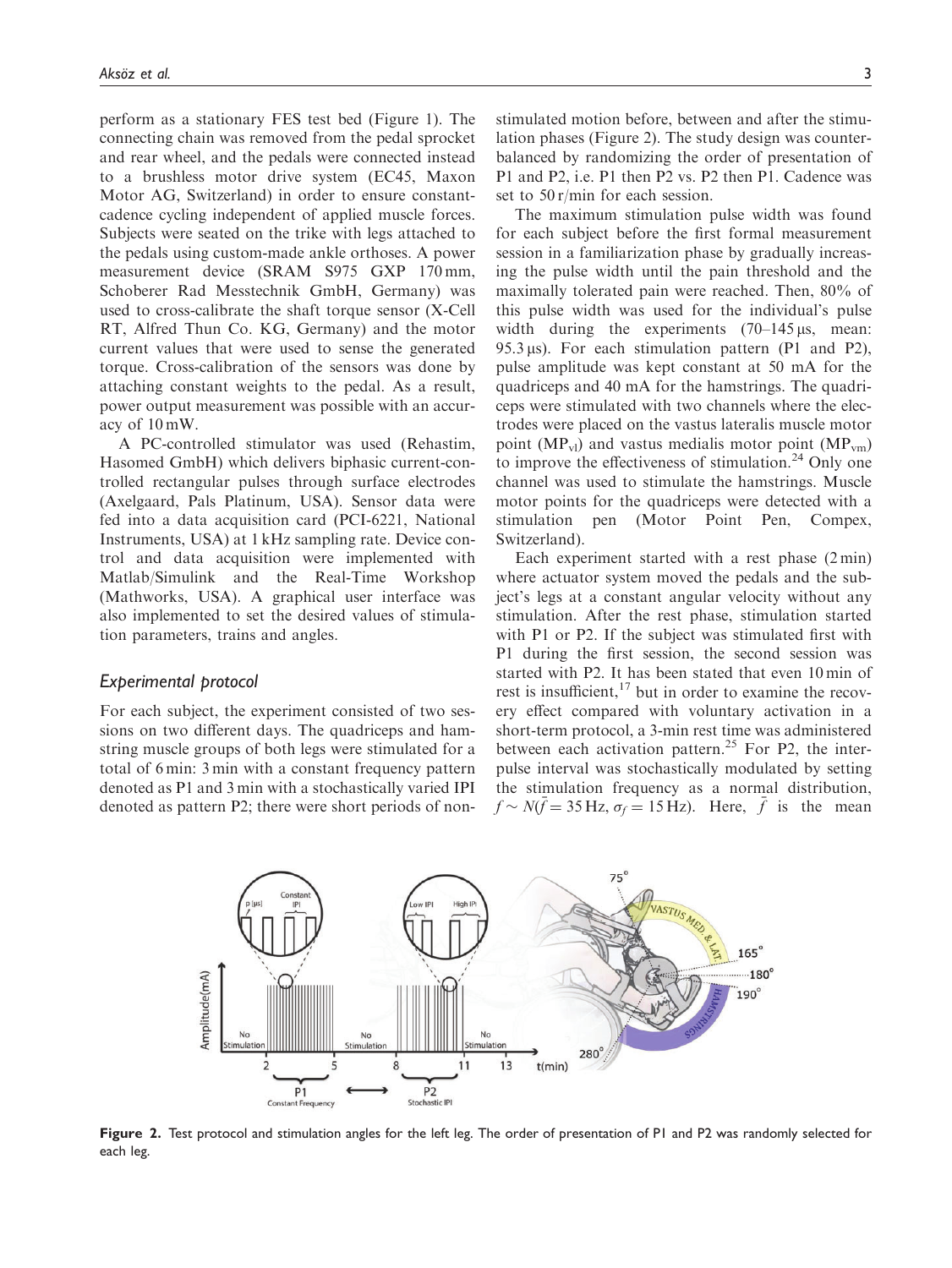perform as a stationary FES test bed (Figure 1). The connecting chain was removed from the pedal sprocket and rear wheel, and the pedals were connected instead to a brushless motor drive system (EC45, Maxon Motor AG, Switzerland) in order to ensure constant-cadence cycling independent of applied muscle forces. Subjects were seated on the trike with legs attached to the pedals using custom-made ankle orthoses. A power measurement device (SRAM S975 GXP 170 mm, Schoberer Rad Messtechnik GmbH, Germany) was used to cross-calibrate the shaft torque sensor (X-Cell RT, Alfred Thun Co. KG, Germany) and the motor current values that were used to sense the generated torque. Cross-calibration of the sensors was done by attaching constant weights to the pedal. As a result, power output measurement was possible with an accuracy of 10 mW.

A PC-controlled stimulator was used (Rehastim, Hasomed GmbH) which delivers biphasic current-controlled rectangular pulses through surface electrodes (Axelgaard, Pals Platinum, USA). Sensor data were fed into a data acquisition card (PCI-6221, National Instruments, USA) at 1 kHz sampling rate. Device control and data acquisition were implemented with Matlab/Simulink and the Real-Time Workshop (Mathworks, USA). A graphical user interface was also implemented to set the desired values of stimulation parameters, trains and angles.

### *Experimental protocol*

For each subject, the experiment consisted of two sessions on two different days. The quadriceps and hamstring muscle groups of both legs were stimulated for a total of 6 min: 3 min with a constant frequency pattern denoted as P1 and 3 min with a stochastically varied IPI denoted as pattern P2; there were short periods of non-stimulated motion before, between and after the stimulation phases (Figure 2). The study design was counterbalanced by randomizing the order of presentation of P1 and P2, i.e. P1 then P2 vs. P2 then P1. Cadence was set to 50 r/min for each session.

The maximum stimulation pulse width was found for each subject before the first formal measurement session in a familiarization phase by gradually increasing the pulse width until the pain threshold and the maximally tolerated pain were reached. Then, 80% of this pulse width was used for the individual's pulse width during the experiments (70–145 μs, mean: 95.3 μs). For each stimulation pattern (P1 and P2), pulse amplitude was kept constant at 50 mA for the quadriceps and 40 mA for the hamstrings. The quadriceps were stimulated with two channels where the electrodes were placed on the vastus lateralis muscle motor point ($MP_{vl}$) and vastus medialis motor point ($MP_{vm}$) to improve the effectiveness of stimulation.[24] Only one channel was used to stimulate the hamstrings. Muscle motor points for the quadriceps were detected with a stimulation pen (Motor Point Pen, Compex, Switzerland).

Each experiment started with a rest phase (2 min) where actuator system moved the pedals and the subject's legs at a constant angular velocity without any stimulation. After the rest phase, stimulation started with P1 or P2. If the subject was stimulated first with P1 during the first session, the second session was started with P2. It has been stated that even 10 min of rest is insufficient,[17] but in order to examine the recovery effect compared with voluntary activation in a short-term protocol, a 3-min rest time was administered between each activation pattern.[25] For P2, the interpulse interval was stochastically modulated by setting the stimulation frequency as a normal distribution, $f \sim N(\bar{f} = 35\,\text{Hz}, \sigma_f = 15\,\text{Hz})$. Here, $\bar{f}$ is the mean

**Figure 2.** Test protocol and stimulation angles for the left leg. The order of presentation of P1 and P2 was randomly selected for each leg.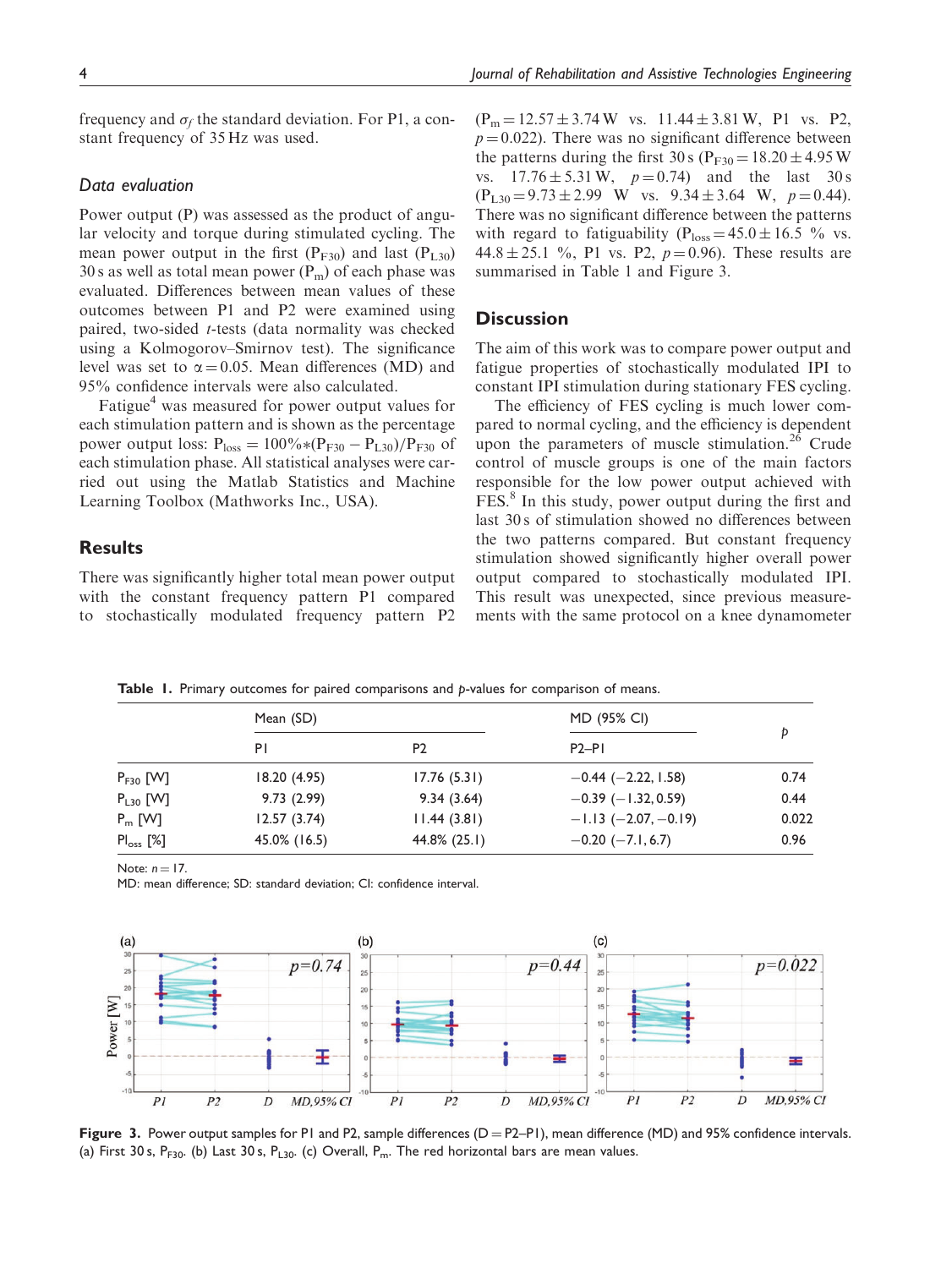frequency and $\sigma_f$ the standard deviation. For P1, a constant frequency of 35 Hz was used.

### Data evaluation

Power output (P) was assessed as the product of angular velocity and torque during stimulated cycling. The mean power output in the first ($P_{F30}$) and last ($P_{L30}$) 30 s as well as total mean power ($P_m$) of each phase was evaluated. Differences between mean values of these outcomes between P1 and P2 were examined using paired, two-sided *t*-tests (data normality was checked using a Kolmogorov–Smirnov test). The significance level was set to $\alpha = 0.05$. Mean differences (MD) and 95% confidence intervals were also calculated.

Fatigue[4] was measured for power output values for each stimulation pattern and is shown as the percentage power output loss: $P_{loss} = 100\% * (P_{F30} - P_{L30})/P_{F30}$ of each stimulation phase. All statistical analyses were carried out using the Matlab Statistics and Machine Learning Toolbox (Mathworks Inc., USA).

## Results

There was significantly higher total mean power output with the constant frequency pattern P1 compared to stochastically modulated frequency pattern P2 ($P_m = 12.57 \pm 3.74$ W vs. $11.44 \pm 3.81$ W, P1 vs. P2, $p = 0.022$). There was no significant difference between the patterns during the first 30 s ($P_{F30} = 18.20 \pm 4.95$ W vs. $17.76 \pm 5.31$ W, $p = 0.74$) and the last 30 s ($P_{L30} = 9.73 \pm 2.99$ W vs. $9.34 \pm 3.64$ W, $p = 0.44$). There was no significant difference between the patterns with regard to fatiguability ($P_{loss} = 45.0 \pm 16.5$ % vs. $44.8 \pm 25.1$ %, P1 vs. P2, $p = 0.96$). These results are summarised in Table 1 and Figure 3.

## Discussion

The aim of this work was to compare power output and fatigue properties of stochastically modulated IPI to constant IPI stimulation during stationary FES cycling.

The efficiency of FES cycling is much lower compared to normal cycling, and the efficiency is dependent upon the parameters of muscle stimulation.[26] Crude control of muscle groups is one of the main factors responsible for the low power output achieved with FES.[8] In this study, power output during the first and last 30 s of stimulation showed no differences between the two patterns compared. But constant frequency stimulation showed significantly higher overall power output compared to stochastically modulated IPI. This result was unexpected, since previous measurements with the same protocol on a knee dynamometer

**Table 1.** Primary outcomes for paired comparisons and *p*-values for comparison of means.

| | Mean (SD) | | MD (95% CI) | *p* |
|---|---|---|---|---|
| | P1 | P2 | P2–P1 | |
| $P_{F30}$ [W] | 18.20 (4.95) | 17.76 (5.31) | −0.44 (−2.22, 1.58) | 0.74 |
| $P_{L30}$ [W] | 9.73 (2.99) | 9.34 (3.64) | −0.39 (−1.32, 0.59) | 0.44 |
| $P_m$ [W] | 12.57 (3.74) | 11.44 (3.81) | −1.13 (−2.07, −0.19) | 0.022 |
| $P_{loss}$ [%] | 45.0% (16.5) | 44.8% (25.1) | −0.20 (−7.1, 6.7) | 0.96 |

Note: $n = 17$.
MD: mean difference; SD: standard deviation; CI: confidence interval.

**Figure 3.** Power output samples for P1 and P2, sample differences (D = P2–P1), mean difference (MD) and 95% confidence intervals. (a) First 30 s, $P_{F30}$. (b) Last 30 s, $P_{L30}$. (c) Overall, $P_m$. The red horizontal bars are mean values.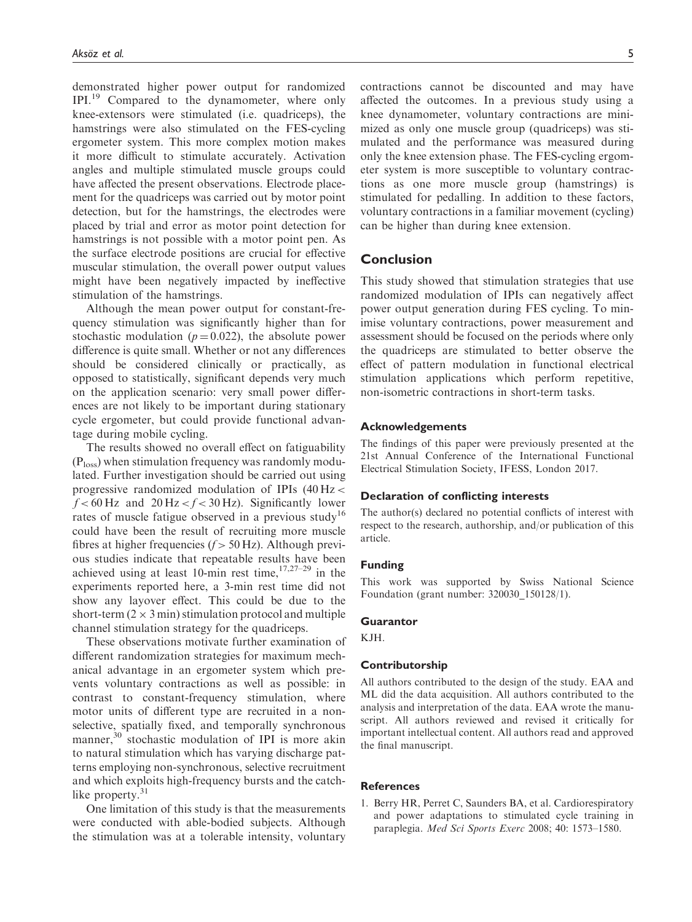demonstrated higher power output for randomized IPI.[19] Compared to the dynamometer, where only knee-extensors were stimulated (i.e. quadriceps), the hamstrings were also stimulated on the FES-cycling ergometer system. This more complex motion makes it more difficult to stimulate accurately. Activation angles and multiple stimulated muscle groups could have affected the present observations. Electrode placement for the quadriceps was carried out by motor point detection, but for the hamstrings, the electrodes were placed by trial and error as motor point detection for hamstrings is not possible with a motor point pen. As the surface electrode positions are crucial for effective muscular stimulation, the overall power output values might have been negatively impacted by ineffective stimulation of the hamstrings.

Although the mean power output for constant-frequency stimulation was significantly higher than for stochastic modulation ($p = 0.022$), the absolute power difference is quite small. Whether or not any differences should be considered clinically or practically, as opposed to statistically, significant depends very much on the application scenario: very small power differences are not likely to be important during stationary cycle ergometer, but could provide functional advantage during mobile cycling.

The results showed no overall effect on fatiguability ($P_{loss}$) when stimulation frequency was randomly modulated. Further investigation should be carried out using progressive randomized modulation of IPIs ($40\,Hz < f < 60\,Hz$ and $20\,Hz < f < 30\,Hz$). Significantly lower rates of muscle fatigue observed in a previous study[16] could have been the result of recruiting more muscle fibres at higher frequencies ($f > 50\,Hz$). Although previous studies indicate that repeatable results have been achieved using at least 10-min rest time,[17,27–29] in the experiments reported here, a 3-min rest time did not show any layover effect. This could be due to the short-term ($2 \times 3$ min) stimulation protocol and multiple channel stimulation strategy for the quadriceps.

These observations motivate further examination of different randomization strategies for maximum mechanical advantage in an ergometer system which prevents voluntary contractions as well as possible: in contrast to constant-frequency stimulation, where motor units of different type are recruited in a non-selective, spatially fixed, and temporally synchronous manner,[30] stochastic modulation of IPI is more akin to natural stimulation which has varying discharge patterns employing non-synchronous, selective recruitment and which exploits high-frequency bursts and the catch-like property.[31]

One limitation of this study is that the measurements were conducted with able-bodied subjects. Although the stimulation was at a tolerable intensity, voluntary contractions cannot be discounted and may have affected the outcomes. In a previous study using a knee dynamometer, voluntary contractions are minimized as only one muscle group (quadriceps) was stimulated and the performance was measured during only the knee extension phase. The FES-cycling ergometer system is more susceptible to voluntary contractions as one more muscle group (hamstrings) is stimulated for pedalling. In addition to these factors, voluntary contractions in a familiar movement (cycling) can be higher than during knee extension.

## Conclusion

This study showed that stimulation strategies that use randomized modulation of IPIs can negatively affect power output generation during FES cycling. To minimise voluntary contractions, power measurement and assessment should be focused on the periods where only the quadriceps are stimulated to better observe the effect of pattern modulation in functional electrical stimulation applications which perform repetitive, non-isometric contractions in short-term tasks.

### Acknowledgements

The findings of this paper were previously presented at the 21st Annual Conference of the International Functional Electrical Stimulation Society, IFESS, London 2017.

### Declaration of conflicting interests

The author(s) declared no potential conflicts of interest with respect to the research, authorship, and/or publication of this article.

### Funding

This work was supported by Swiss National Science Foundation (grant number: 320030_150128/1).

### Guarantor

KJH.

### Contributorship

All authors contributed to the design of the study. EAA and ML did the data acquisition. All authors contributed to the analysis and interpretation of the data. EAA wrote the manuscript. All authors reviewed and revised it critically for important intellectual content. All authors read and approved the final manuscript.

### References

1. Berry HR, Perret C, Saunders BA, et al. Cardiorespiratory and power adaptations to stimulated cycle training in paraplegia. *Med Sci Sports Exerc* 2008; 40: 1573–1580.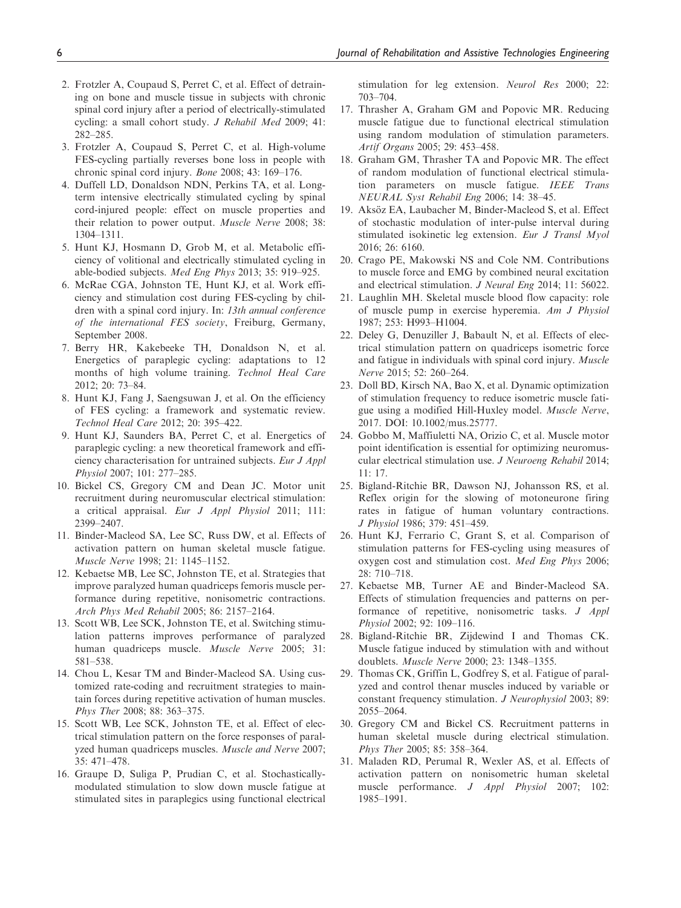2. Frotzler A, Coupaud S, Perret C, et al. Effect of detraining on bone and muscle tissue in subjects with chronic spinal cord injury after a period of electrically-stimulated cycling: a small cohort study. *J Rehabil Med* 2009; 41: 282–285.
3. Frotzler A, Coupaud S, Perret C, et al. High-volume FES-cycling partially reverses bone loss in people with chronic spinal cord injury. *Bone* 2008; 43: 169–176.
4. Duffell LD, Donaldson NDN, Perkins TA, et al. Long-term intensive electrically stimulated cycling by spinal cord-injured people: effect on muscle properties and their relation to power output. *Muscle Nerve* 2008; 38: 1304–1311.
5. Hunt KJ, Hosmann D, Grob M, et al. Metabolic efficiency of volitional and electrically stimulated cycling in able-bodied subjects. *Med Eng Phys* 2013; 35: 919–925.
6. McRae CGA, Johnston TE, Hunt KJ, et al. Work efficiency and stimulation cost during FES-cycling by children with a spinal cord injury. In: *13th annual conference of the international FES society*, Freiburg, Germany, September 2008.
7. Berry HR, Kakebeeke TH, Donaldson N, et al. Energetics of paraplegic cycling: adaptations to 12 months of high volume training. *Technol Heal Care* 2012; 20: 73–84.
8. Hunt KJ, Fang J, Saengsuwan J, et al. On the efficiency of FES cycling: a framework and systematic review. *Technol Heal Care* 2012; 20: 395–422.
9. Hunt KJ, Saunders BA, Perret C, et al. Energetics of paraplegic cycling: a new theoretical framework and efficiency characterisation for untrained subjects. *Eur J Appl Physiol* 2007; 101: 277–285.
10. Bickel CS, Gregory CM and Dean JC. Motor unit recruitment during neuromuscular electrical stimulation: a critical appraisal. *Eur J Appl Physiol* 2011; 111: 2399–2407.
11. Binder-Macleod SA, Lee SC, Russ DW, et al. Effects of activation pattern on human skeletal muscle fatigue. *Muscle Nerve* 1998; 21: 1145–1152.
12. Kebaetse MB, Lee SC, Johnston TE, et al. Strategies that improve paralyzed human quadriceps femoris muscle performance during repetitive, nonisometric contractions. *Arch Phys Med Rehabil* 2005; 86: 2157–2164.
13. Scott WB, Lee SCK, Johnston TE, et al. Switching stimulation patterns improves performance of paralyzed human quadriceps muscle. *Muscle Nerve* 2005; 31: 581–538.
14. Chou L, Kesar TM and Binder-Macleod SA. Using customized rate-coding and recruitment strategies to maintain forces during repetitive activation of human muscles. *Phys Ther* 2008; 88: 363–375.
15. Scott WB, Lee SCK, Johnston TE, et al. Effect of electrical stimulation pattern on the force responses of paralyzed human quadriceps muscles. *Muscle and Nerve* 2007; 35: 471–478.
16. Graupe D, Suliga P, Prudian C, et al. Stochastically-modulated stimulation to slow down muscle fatigue at stimulated sites in paraplegics using functional electrical stimulation for leg extension. *Neurol Res* 2000; 22: 703–704.
17. Thrasher A, Graham GM and Popovic MR. Reducing muscle fatigue due to functional electrical stimulation using random modulation of stimulation parameters. *Artif Organs* 2005; 29: 453–458.
18. Graham GM, Thrasher TA and Popovic MR. The effect of random modulation of functional electrical stimulation parameters on muscle fatigue. *IEEE Trans NEURAL Syst Rehabil Eng* 2006; 14: 38–45.
19. Aksöz EA, Laubacher M, Binder-Macleod S, et al. Effect of stochastic modulation of inter-pulse interval during stimulated isokinetic leg extension. *Eur J Transl Myol* 2016; 26: 6160.
20. Crago PE, Makowski NS and Cole NM. Contributions to muscle force and EMG by combined neural excitation and electrical stimulation. *J Neural Eng* 2014; 11: 56022.
21. Laughlin MH. Skeletal muscle blood flow capacity: role of muscle pump in exercise hyperemia. *Am J Physiol* 1987; 253: H993–H1004.
22. Deley G, Denuziller J, Babault N, et al. Effects of electrical stimulation pattern on quadriceps isometric force and fatigue in individuals with spinal cord injury. *Muscle Nerve* 2015; 52: 260–264.
23. Doll BD, Kirsch NA, Bao X, et al. Dynamic optimization of stimulation frequency to reduce isometric muscle fatigue using a modified Hill-Huxley model. *Muscle Nerve*, 2017. DOI: 10.1002/mus.25777.
24. Gobbo M, Maffiuletti NA, Orizio C, et al. Muscle motor point identification is essential for optimizing neuromuscular electrical stimulation use. *J Neuroeng Rehabil* 2014; 11: 17.
25. Bigland-Ritchie BR, Dawson NJ, Johansson RS, et al. Reflex origin for the slowing of motoneurone firing rates in fatigue of human voluntary contractions. *J Physiol* 1986; 379: 451–459.
26. Hunt KJ, Ferrario C, Grant S, et al. Comparison of stimulation patterns for FES-cycling using measures of oxygen cost and stimulation cost. *Med Eng Phys* 2006; 28: 710–718.
27. Kebaetse MB, Turner AE and Binder-Macleod SA. Effects of stimulation frequencies and patterns on performance of repetitive, nonisometric tasks. *J Appl Physiol* 2002; 92: 109–116.
28. Bigland-Ritchie BR, Zijdewind I and Thomas CK. Muscle fatigue induced by stimulation with and without doublets. *Muscle Nerve* 2000; 23: 1348–1355.
29. Thomas CK, Griffin L, Godfrey S, et al. Fatigue of paralyzed and control thenar muscles induced by variable or constant frequency stimulation. *J Neurophysiol* 2003; 89: 2055–2064.
30. Gregory CM and Bickel CS. Recruitment patterns in human skeletal muscle during electrical stimulation. *Phys Ther* 2005; 85: 358–364.
31. Maladen RD, Perumal R, Wexler AS, et al. Effects of activation pattern on nonisometric human skeletal muscle performance. *J Appl Physiol* 2007; 102: 1985–1991.